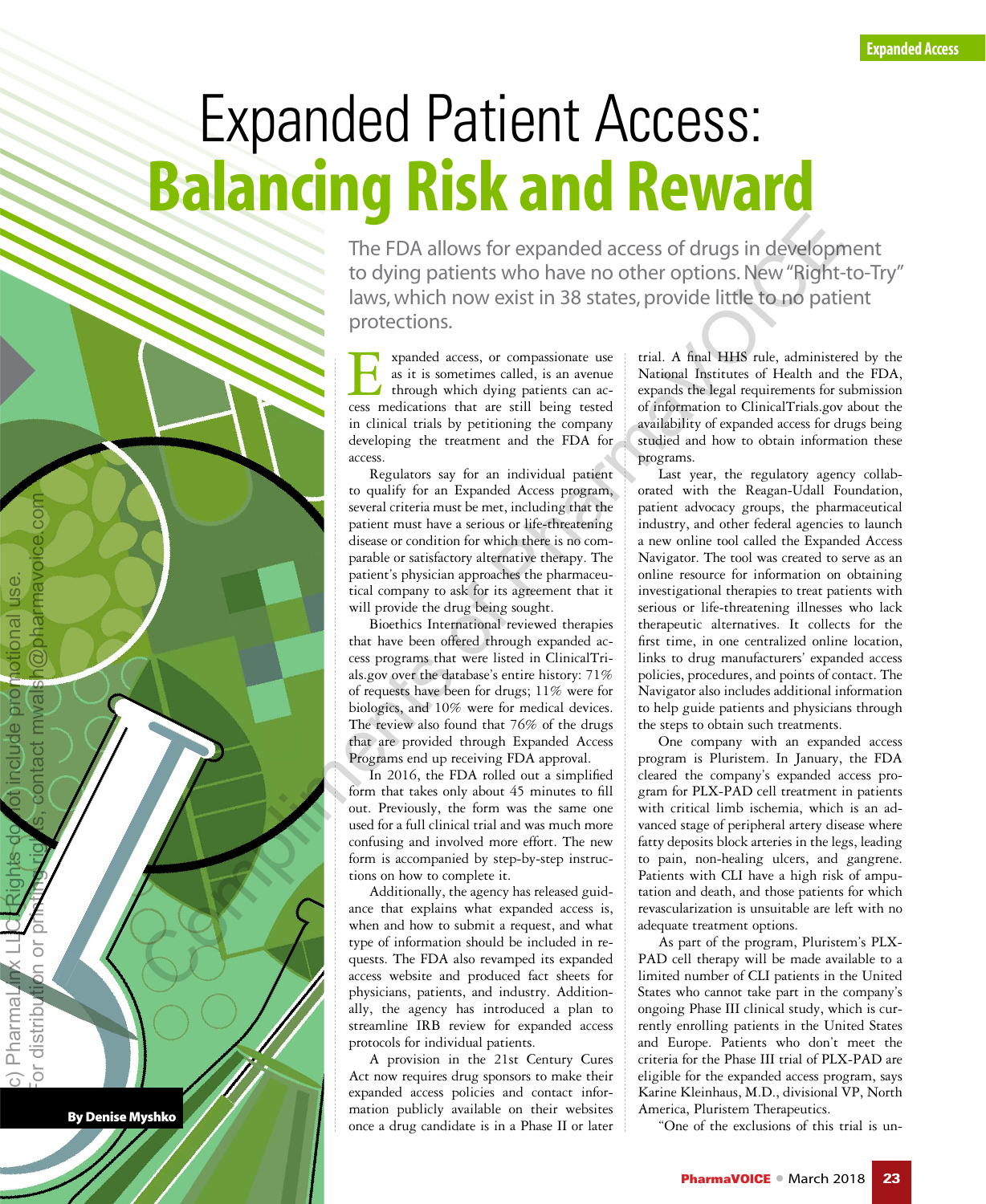# Expanded Patient Access: Balancing Risk and Reward

The FDA allows for expanded access of drugs in development to dying patients who have no other options. New "Right-to-Try" laws, which now exist in 38 states, provide little to no patient protections.

**By Denise Myshko**

Expanded access, or compassionate use as it is sometimes called, is an avenue through which dying patients can access medications that are still being tested in clinical trials by petitioning the company developing the treatment and the FDA for access.

Regulators say for an individual patient to qualify for an Expanded Access program, several criteria must be met, including that the patient must have a serious or life-threatening disease or condition for which there is no comparable or satisfactory alternative therapy. The patient's physician approaches the pharmaceutical company to ask for its agreement that it will provide the drug being sought.

Bioethics International reviewed therapies that have been offered through expanded access programs that were listed in ClinicalTrials.gov over the database's entire history: 71% of requests have been for drugs; 11% were for biologics, and 10% were for medical devices. The review also found that 76% of the drugs that are provided through Expanded Access Programs end up receiving FDA approval.

In 2016, the FDA rolled out a simplified form that takes only about 45 minutes to fill out. Previously, the form was the same one used for a full clinical trial and was much more confusing and involved more effort. The new form is accompanied by step-by-step instructions on how to complete it.

Additionally, the agency has released guidance that explains what expanded access is, when and how to submit a request, and what type of information should be included in requests. The FDA also revamped its expanded access website and produced fact sheets for physicians, patients, and industry. Additionally, the agency has introduced a plan to streamline IRB review for expanded access protocols for individual patients.

A provision in the 21st Century Cures Act now requires drug sponsors to make their expanded access policies and contact information publicly available on their websites once a drug candidate is in a Phase II or later trial. A final HHS rule, administered by the National Institutes of Health and the FDA, expands the legal requirements for submission of information to ClinicalTrials.gov about the availability of expanded access for drugs being studied and how to obtain information these programs.

Last year, the regulatory agency collaborated with the Reagan-Udall Foundation, patient advocacy groups, the pharmaceutical industry, and other federal agencies to launch a new online tool called the Expanded Access Navigator. The tool was created to serve as an online resource for information on obtaining investigational therapies to treat patients with serious or life-threatening illnesses who lack therapeutic alternatives. It collects for the first time, in one centralized online location, links to drug manufacturers' expanded access policies, procedures, and points of contact. The Navigator also includes additional information to help guide patients and physicians through the steps to obtain such treatments.

One company with an expanded access program is Pluristem. In January, the FDA cleared the company's expanded access program for PLX-PAD cell treatment in patients with critical limb ischemia, which is an advanced stage of peripheral artery disease where fatty deposits block arteries in the legs, leading to pain, non-healing ulcers, and gangrene. Patients with CLI have a high risk of amputation and death, and those patients for which revascularization is unsuitable are left with no adequate treatment options.

As part of the program, Pluristem's PLX-PAD cell therapy will be made available to a limited number of CLI patients in the United States who cannot take part in the company's ongoing Phase III clinical study, which is currently enrolling patients in the United States and Europe. Patients who don't meet the criteria for the Phase III trial of PLX-PAD are eligible for the expanded access program, says Karine Kleinhaus, M.D., divisional VP, North America, Pluristem Therapeutics.

"One of the exclusions of this trial is un-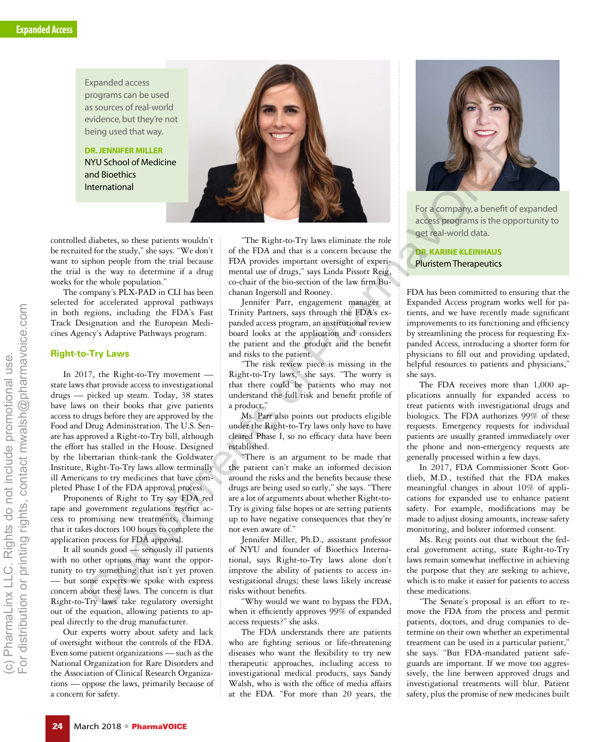Expanded access programs can be used as sources of real-world evidence, but they're not being used that way.

**DR. JENNIFER MILLER**
NYU School of Medicine and Bioethics International

For a company, a benefit of expanded access programs is the opportunity to get real-world data.

**DR. KARINE KLEINHAUS**
Pluristem Therapeutics

controlled diabetes, so these patients wouldn't be recruited for the study," she says. "We don't want to siphon people from the trial because the trial is the way to determine if a drug works for the whole population."

The company's PLX-PAD in CLI has been selected for accelerated approval pathways in both regions, including the FDA's Fast Track Designation and the European Medicines Agency's Adaptive Pathways program.

## Right-to-Try Laws

In 2017, the Right-to-Try movement — state laws that provide access to investigational drugs — picked up steam. Today, 38 states have laws on their books that give patients access to drugs before they are approved by the Food and Drug Administration. The U.S. Senate has approved a Right-to-Try bill, although the effort has stalled in the House. Designed by the libertarian think-tank the Goldwater Institute, Right-To-Try laws allow terminally ill Americans to try medicines that have completed Phase I of the FDA approval process.

Proponents of Right to Try say FDA red tape and government regulations restrict access to promising new treatments, claiming that it takes doctors 100 hours to complete the application process for FDA approval.

It all sounds good — seriously ill patients with no other options may want the opportunity to try something that isn't yet proven — but some experts we spoke with express concern about these laws. The concern is that Right-to-Try laws take regulatory oversight out of the equation, allowing patients to appeal directly to the drug manufacturer.

Our experts worry about safety and lack of oversight without the controls of the FDA. Even some patient organizations — such as the National Organization for Rare Disorders and the Association of Clinical Research Organizations — oppose the laws, primarily because of a concern for safety.

"The Right-to-Try laws eliminate the role of the FDA and that is a concern because the FDA provides important oversight of experimental use of drugs," says Linda Pissott Reig, co-chair of the bio-section of the law firm Buchanan Ingersoll and Rooney.

Jennifer Parr, engagement manager at Trinity Partners, says through the FDA's expanded access program, an institutional review board looks at the application and considers the patient and the product and the benefit and risks to the patient.

"The risk review piece is missing in the Right-to-Try laws," she says. "The worry is that there could be patients who may not understand the full risk and benefit profile of a product."

Ms. Parr also points out products eligible under the Right-to-Try laws only have to have cleared Phase I, so no efficacy data have been established.

"There is an argument to be made that the patient can't make an informed decision around the risks and the benefits because these drugs are being used so early," she says. "There are a lot of arguments about whether Right-to-Try is giving false hopes or are setting patients up to have negative consequences that they're not even aware of."

Jennifer Miller, Ph.D., assistant professor of NYU and founder of Bioethics International, says Right-to-Try laws alone don't improve the ability of patients to access investigational drugs; these laws likely increase risks without benefits.

"Why would we want to bypass the FDA, when it efficiently approves 99% of expanded access requests?" she asks.

The FDA understands there are patients who are fighting serious or life-threatening diseases who want the flexibility to try new therapeutic approaches, including access to investigational medical products, says Sandy Walsh, who is with the office of media affairs at the FDA. "For more than 20 years, the FDA has been committed to ensuring that the Expanded Access program works well for patients, and we have recently made significant improvements to its functioning and efficiency by streamlining the process for requesting Expanded Access, introducing a shorter form for physicians to fill out and providing updated, helpful resources to patients and physicians," she says.

The FDA receives more than 1,000 applications annually for expanded access to treat patients with investigational drugs and biologics. The FDA authorizes 99% of these requests. Emergency requests for individual patients are usually granted immediately over the phone and non-emergency requests are generally processed within a few days.

In 2017, FDA Commissioner Scott Gottlieb, M.D., testified that the FDA makes meaningful changes in about 10% of applications for expanded use to enhance patient safety. For example, modifications may be made to adjust dosing amounts, increase safety monitoring, and bolster informed consent.

Ms. Reig points out that without the federal government acting, state Right-to-Try laws remain somewhat ineffective in achieving the purpose that they are seeking to achieve, which is to make it easier for patients to access these medications.

"The Senate's proposal is an effort to remove the FDA from the process and permit patients, doctors, and drug companies to determine on their own whether an experimental treatment can be used in a particular patient," she says. "But FDA-mandated patient safeguards are important. If we move too aggressively, the line between approved drugs and investigational treatments will blur. Patient safety, plus the promise of new medicines built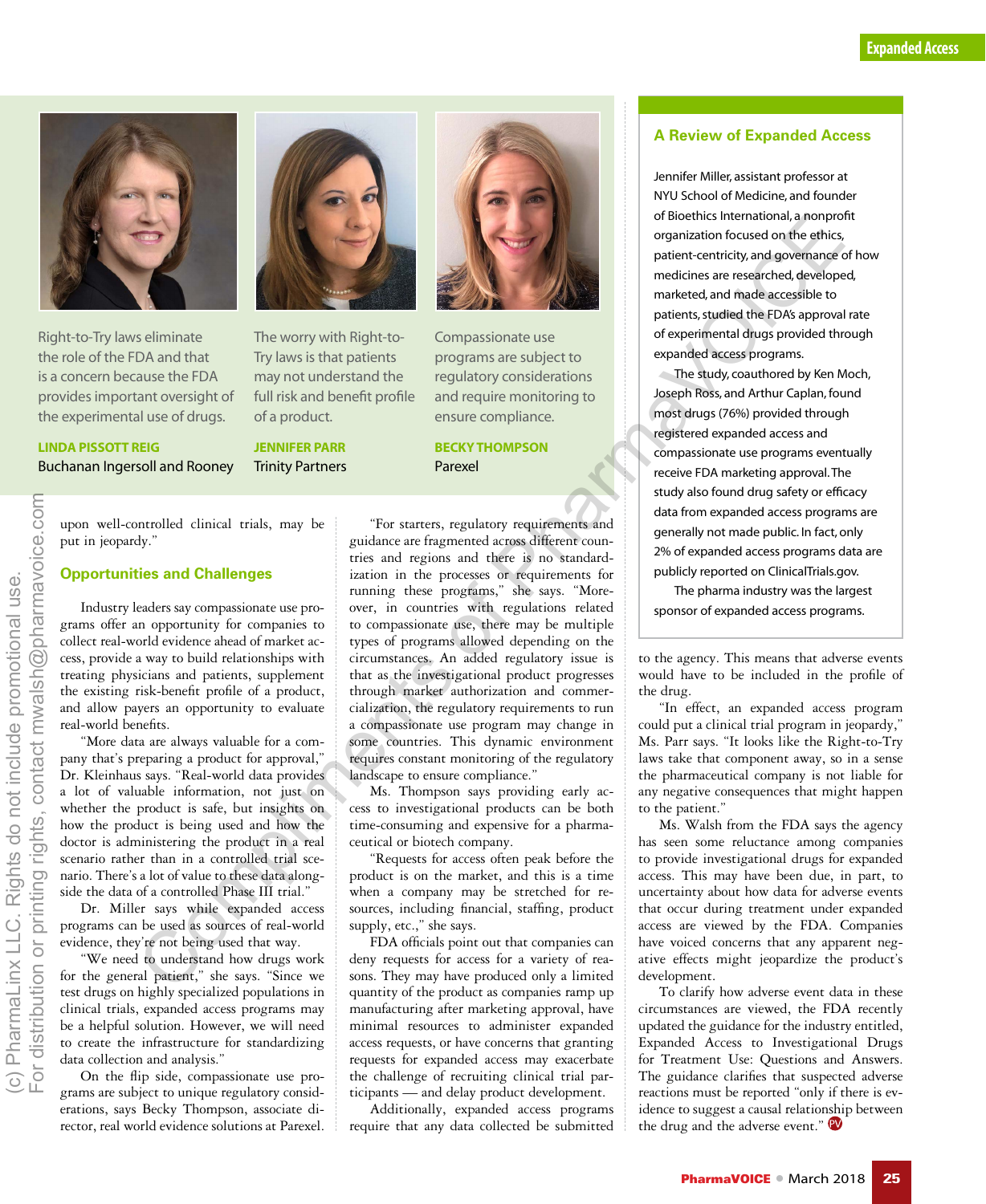Right-to-Try laws eliminate the role of the FDA and that is a concern because the FDA provides important oversight of the experimental use of drugs.

**LINDA PISSOTT REIG**
Buchanan Ingersoll and Rooney

The worry with Right-to-Try laws is that patients may not understand the full risk and benefit profile of a product.

**JENNIFER PARR**
Trinity Partners

Compassionate use programs are subject to regulatory considerations and require monitoring to ensure compliance.

**BECKY THOMPSON**
Parexel

upon well-controlled clinical trials, may be put in jeopardy."

## Opportunities and Challenges

Industry leaders say compassionate use programs offer an opportunity for companies to collect real-world evidence ahead of market access, provide a way to build relationships with treating physicians and patients, supplement the existing risk-benefit profile of a product, and allow payers an opportunity to evaluate real-world benefits.

"More data are always valuable for a company that's preparing a product for approval," Dr. Kleinhaus says. "Real-world data provides a lot of valuable information, not just on whether the product is safe, but insights on how the product is being used and how the doctor is administering the product in a real scenario rather than in a controlled trial scenario. There's a lot of value to these data alongside the data of a controlled Phase III trial."

Dr. Miller says while expanded access programs can be used as sources of real-world evidence, they're not being used that way.

"We need to understand how drugs work for the general patient," she says. "Since we test drugs on highly specialized populations in clinical trials, expanded access programs may be a helpful solution. However, we will need to create the infrastructure for standardizing data collection and analysis."

On the flip side, compassionate use programs are subject to unique regulatory considerations, says Becky Thompson, associate director, real world evidence solutions at Parexel.

"For starters, regulatory requirements and guidance are fragmented across different countries and regions and there is no standardization in the processes or requirements for running these programs," she says. "Moreover, in countries with regulations related to compassionate use, there may be multiple types of programs allowed depending on the circumstances. An added regulatory issue is that as the investigational product progresses through market authorization and commercialization, the regulatory requirements to run a compassionate use program may change in some countries. This dynamic environment requires constant monitoring of the regulatory landscape to ensure compliance."

Ms. Thompson says providing early access to investigational products can be both time-consuming and expensive for a pharmaceutical or biotech company.

"Requests for access often peak before the product is on the market, and this is a time when a company may be stretched for resources, including financial, staffing, product supply, etc.," she says.

FDA officials point out that companies can deny requests for access for a variety of reasons. They may have produced only a limited quantity of the product as companies ramp up manufacturing after marketing approval, have minimal resources to administer expanded access requests, or have concerns that granting requests for expanded access may exacerbate the challenge of recruiting clinical trial participants — and delay product development.

Additionally, expanded access programs require that any data collected be submitted to the agency. This means that adverse events would have to be included in the profile of the drug.

"In effect, an expanded access program could put a clinical trial program in jeopardy," Ms. Parr says. "It looks like the Right-to-Try laws take that component away, so in a sense the pharmaceutical company is not liable for any negative consequences that might happen to the patient."

Ms. Walsh from the FDA says the agency has seen some reluctance among companies to provide investigational drugs for expanded access. This may have been due, in part, to uncertainty about how data for adverse events that occur during treatment under expanded access are viewed by the FDA. Companies have voiced concerns that any apparent negative effects might jeopardize the product's development.

To clarify how adverse event data in these circumstances are viewed, the FDA recently updated the guidance for the industry entitled, Expanded Access to Investigational Drugs for Treatment Use: Questions and Answers. The guidance clarifies that suspected adverse reactions must be reported "only if there is evidence to suggest a causal relationship between the drug and the adverse event."

### A Review of Expanded Access

Jennifer Miller, assistant professor at NYU School of Medicine, and founder of Bioethics International, a nonprofit organization focused on the ethics, patient-centricity, and governance of how medicines are researched, developed, marketed, and made accessible to patients, studied the FDA's approval rate of experimental drugs provided through expanded access programs.

The study, coauthored by Ken Moch, Joseph Ross, and Arthur Caplan, found most drugs (76%) provided through registered expanded access and compassionate use programs eventually receive FDA marketing approval. The study also found drug safety or efficacy data from expanded access programs are generally not made public. In fact, only 2% of expanded access programs data are publicly reported on ClinicalTrials.gov.

The pharma industry was the largest sponsor of expanded access programs.